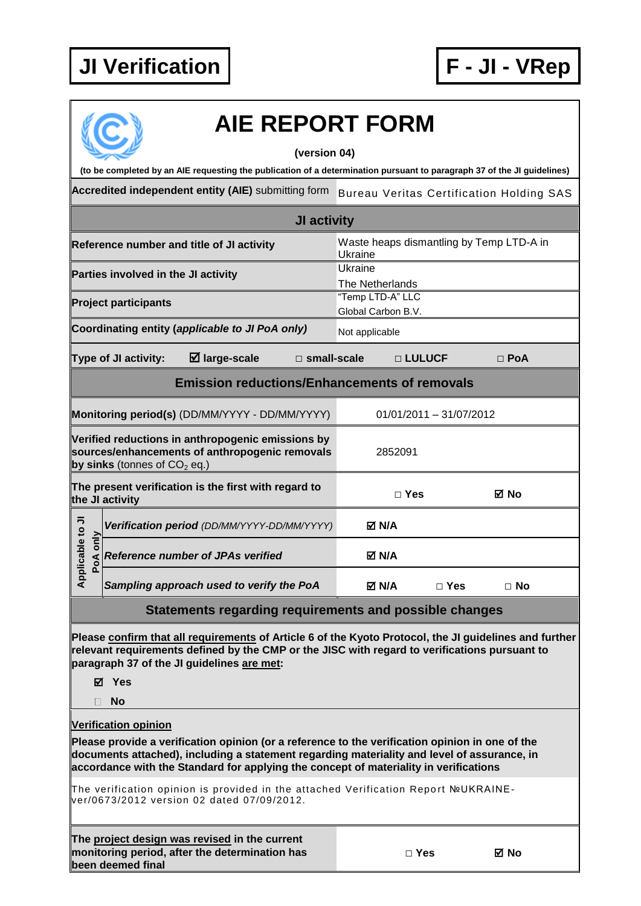**JI Verification** | **F - JI - VRep**

# AIE REPORT FORM

**(version 04)**

**(to be completed by an AIE requesting the publication of a determination pursuant to paragraph 37 of the JI guidelines)**

| | |
|---|---|
| **Accredited independent entity (AIE)** submitting form | Bureau Veritas Certification Holding SAS |

## JI activity

| | | | | |
|---|---|---|---|---|
| **Reference number and title of JI activity** | Waste heaps dismantling by Temp LTD-A in Ukraine | | | |
| **Parties involved in the JI activity** | Ukraine<br>The Netherlands | | | |
| **Project participants** | "Temp LTD-A" LLC<br>Global Carbon B.V. | | | |
| **Coordinating entity (*applicable to JI PoA only*)** | Not applicable | | | |
| **Type of JI activity:** | ☑ **large-scale** | □ **small-scale** | □ **LULUCF** | □ **PoA** |

## Emission reductions/Enhancements of removals

| | | | |
|---|---|---|---|
| **Monitoring period(s)** (DD/MM/YYYY - DD/MM/YYYY) | 01/01/2011 – 31/07/2012 | | |
| **Verified reductions in anthropogenic emissions by sources/enhancements of anthropogenic removals by sinks** (tonnes of $CO_2$ eq.) | 2852091 | | |
| **The present verification is the first with regard to the JI activity** | □ **Yes** | ☑ **No** | |
| *Applicable to JI PoA only* – ***Verification period*** *(DD/MM/YYYY-DD/MM/YYYY)* | ☑ **N/A** | | |
| *Applicable to JI PoA only* – ***Reference number of JPAs verified*** | ☑ **N/A** | | |
| *Applicable to JI PoA only* – ***Sampling approach used to verify the PoA*** | ☑ **N/A** | □ **Yes** | □ **No** |

## Statements regarding requirements and possible changes

**Please confirm that all requirements of Article 6 of the Kyoto Protocol, the JI guidelines and further relevant requirements defined by the CMP or the JISC with regard to verifications pursuant to paragraph 37 of the JI guidelines are met:**

- ☑ **Yes**
- □ **No**

**Verification opinion**

**Please provide a verification opinion (or a reference to the verification opinion in one of the documents attached), including a statement regarding materiality and level of assurance, in accordance with the Standard for applying the concept of materiality in verifications**

The verification opinion is provided in the attached Verification Report №UKRAINE-ver/0673/2012 version 02 dated 07/09/2012.

| | | |
|---|---|---|
| **The project design was revised in the current monitoring period, after the determination has been deemed final** | □ **Yes** | ☑ **No** |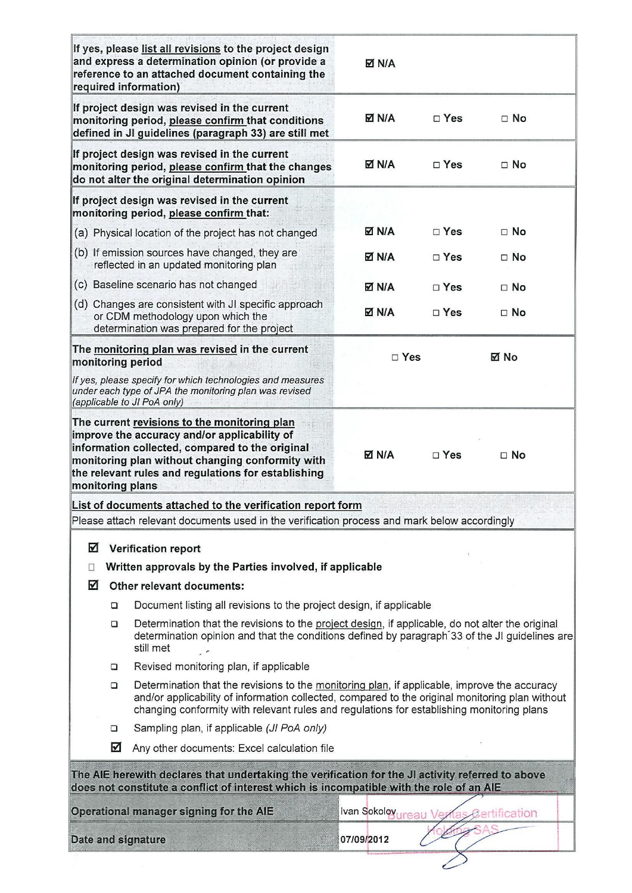| | | | |
|---|---|---|---|
| If yes, please list all revisions to the project design and express a determination opinion (or provide a reference to an attached document containing the required information) | ☑ N/A | | |
| If project design was revised in the current monitoring period, please confirm that conditions defined in JI guidelines (paragraph 33) are still met | ☑ N/A | ☐ Yes | ☐ No |
| If project design was revised in the current monitoring period, please confirm that the changes do not alter the original determination opinion | ☑ N/A | ☐ Yes | ☐ No |
| If project design was revised in the current monitoring period, please confirm that: | | | |
| (a) Physical location of the project has not changed | ☑ N/A | ☐ Yes | ☐ No |
| (b) If emission sources have changed, they are reflected in an updated monitoring plan | ☑ N/A | ☐ Yes | ☐ No |
| (c) Baseline scenario has not changed | ☑ N/A | ☐ Yes | ☐ No |
| (d) Changes are consistent with JI specific approach or CDM methodology upon which the determination was prepared for the project | ☑ N/A | ☐ Yes | ☐ No |
| The monitoring plan was revised in the current monitoring period<br>*If yes, please specify for which technologies and measures under each type of JPA the monitoring plan was revised (applicable to JI PoA only)* | ☐ Yes | | ☑ No |
| The current revisions to the monitoring plan improve the accuracy and/or applicability of information collected, compared to the original monitoring plan without changing conformity with the relevant rules and regulations for establishing monitoring plans | ☑ N/A | ☐ Yes | ☐ No |

**List of documents attached to the verification report form**

Please attach relevant documents used in the verification process and mark below accordingly

- ☑ **Verification report**
- ☐ **Written approvals by the Parties involved, if applicable**
- ☑ **Other relevant documents:**
  - ☐ Document listing all revisions to the project design, if applicable
  - ☐ Determination that the revisions to the project design, if applicable, do not alter the original determination opinion and that the conditions defined by paragraph 33 of the JI guidelines are still met
  - ☐ Revised monitoring plan, if applicable
  - ☐ Determination that the revisions to the monitoring plan, if applicable, improve the accuracy and/or applicability of information collected, compared to the original monitoring plan without changing conformity with relevant rules and regulations for establishing monitoring plans
  - ☐ Sampling plan, if applicable *(JI PoA only)*
  - ☑ Any other documents: Excel calculation file

**The AIE herewith declares that undertaking the verification for the JI activity referred to above does not constitute a conflict of interest which is incompatible with the role of an AIE**

| | |
|---|---|
| Operational manager signing for the AIE | Ivan Sokolov Bureau Veritas Certification Holding SAS |
| Date and signature | 07/09/2012 |